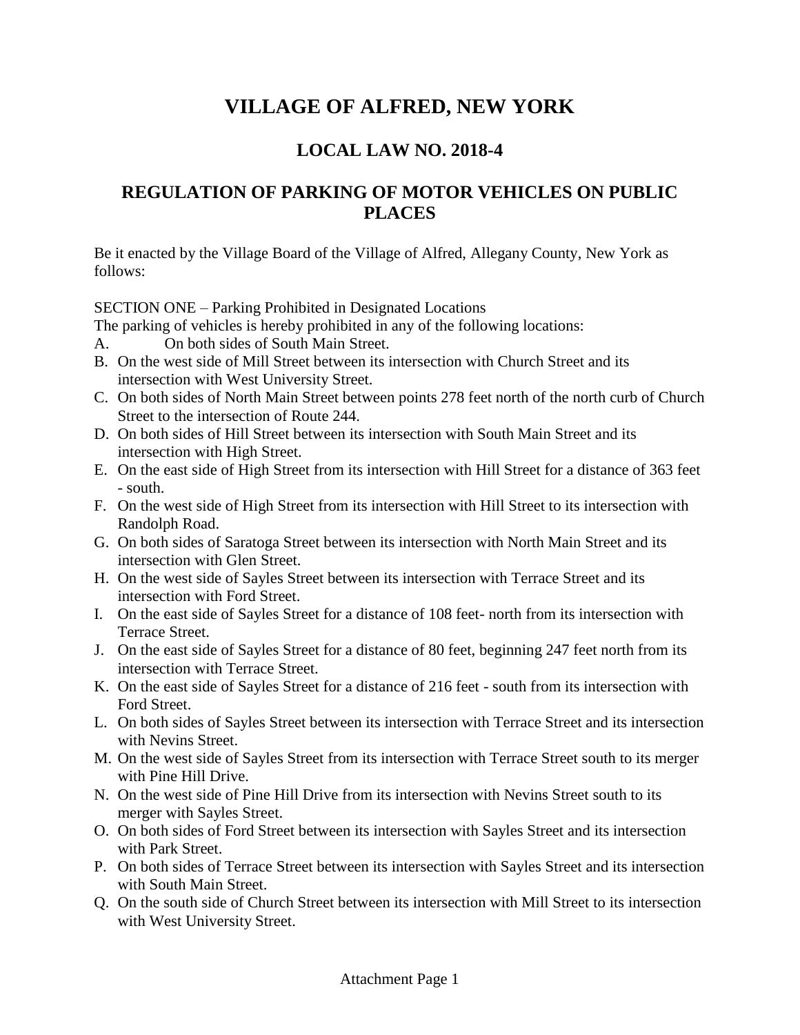# VILLAGE OF ALFRED, NEW YORK

## LOCAL LAW NO. 2018-4

## REGULATION OF PARKING OF MOTOR VEHICLES ON PUBLIC PLACES

Be it enacted by the Village Board of the Village of Alfred, Allegany County, New York as follows:

SECTION ONE – Parking Prohibited in Designated Locations

The parking of vehicles is hereby prohibited in any of the following locations:

A. On both sides of South Main Street.
B. On the west side of Mill Street between its intersection with Church Street and its intersection with West University Street.
C. On both sides of North Main Street between points 278 feet north of the north curb of Church Street to the intersection of Route 244.
D. On both sides of Hill Street between its intersection with South Main Street and its intersection with High Street.
E. On the east side of High Street from its intersection with Hill Street for a distance of 363 feet - south.
F. On the west side of High Street from its intersection with Hill Street to its intersection with Randolph Road.
G. On both sides of Saratoga Street between its intersection with North Main Street and its intersection with Glen Street.
H. On the west side of Sayles Street between its intersection with Terrace Street and its intersection with Ford Street.
I. On the east side of Sayles Street for a distance of 108 feet- north from its intersection with Terrace Street.
J. On the east side of Sayles Street for a distance of 80 feet, beginning 247 feet north from its intersection with Terrace Street.
K. On the east side of Sayles Street for a distance of 216 feet - south from its intersection with Ford Street.
L. On both sides of Sayles Street between its intersection with Terrace Street and its intersection with Nevins Street.
M. On the west side of Sayles Street from its intersection with Terrace Street south to its merger with Pine Hill Drive.
N. On the west side of Pine Hill Drive from its intersection with Nevins Street south to its merger with Sayles Street.
O. On both sides of Ford Street between its intersection with Sayles Street and its intersection with Park Street.
P. On both sides of Terrace Street between its intersection with Sayles Street and its intersection with South Main Street.
Q. On the south side of Church Street between its intersection with Mill Street to its intersection with West University Street.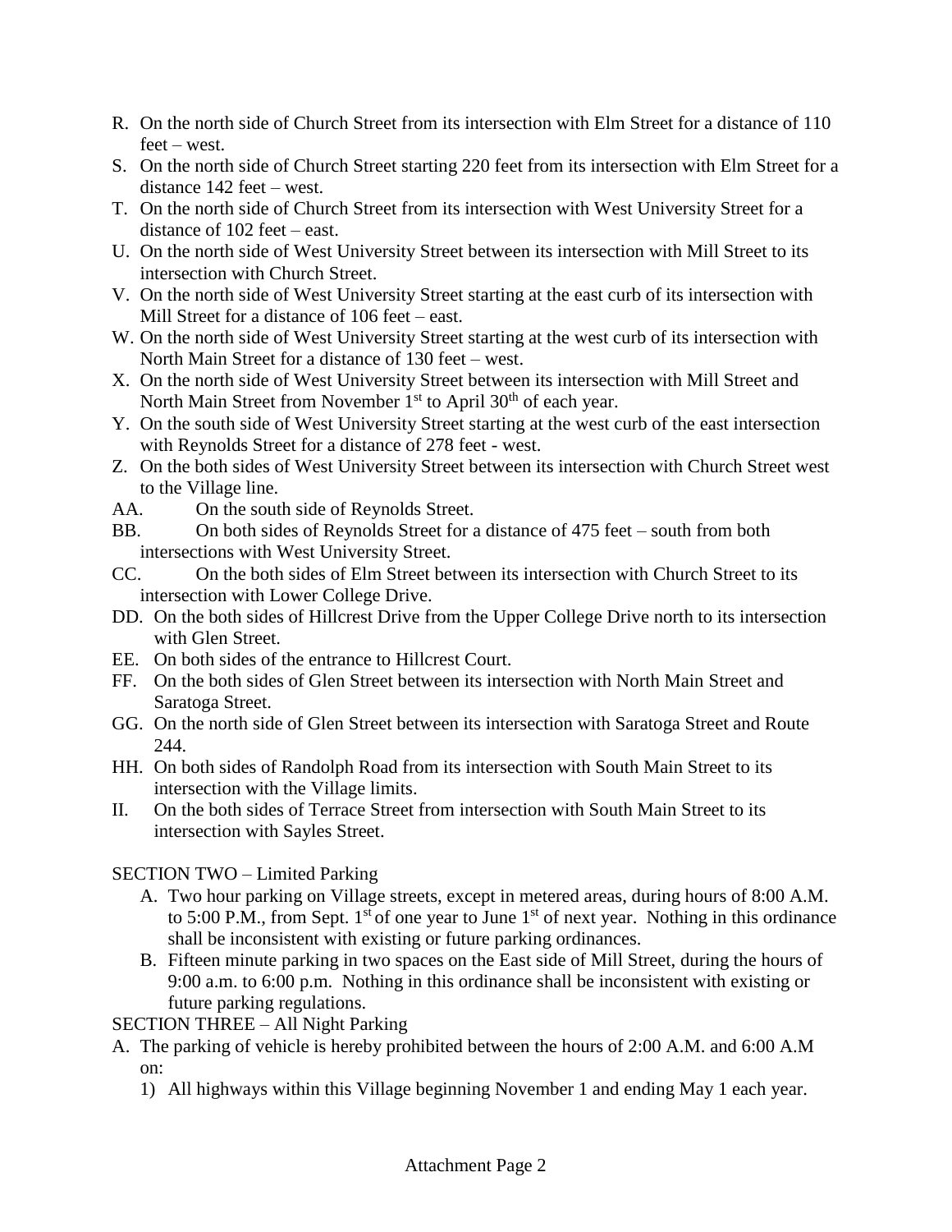R. On the north side of Church Street from its intersection with Elm Street for a distance of 110 feet – west.
S. On the north side of Church Street starting 220 feet from its intersection with Elm Street for a distance 142 feet – west.
T. On the north side of Church Street from its intersection with West University Street for a distance of 102 feet – east.
U. On the north side of West University Street between its intersection with Mill Street to its intersection with Church Street.
V. On the north side of West University Street starting at the east curb of its intersection with Mill Street for a distance of 106 feet – east.
W. On the north side of West University Street starting at the west curb of its intersection with North Main Street for a distance of 130 feet – west.
X. On the north side of West University Street between its intersection with Mill Street and North Main Street from November 1st to April 30th of each year.
Y. On the south side of West University Street starting at the west curb of the east intersection with Reynolds Street for a distance of 278 feet - west.
Z. On the both sides of West University Street between its intersection with Church Street west to the Village line.
AA. On the south side of Reynolds Street.
BB. On both sides of Reynolds Street for a distance of 475 feet – south from both intersections with West University Street.
CC. On the both sides of Elm Street between its intersection with Church Street to its intersection with Lower College Drive.
DD. On the both sides of Hillcrest Drive from the Upper College Drive north to its intersection with Glen Street.
EE. On both sides of the entrance to Hillcrest Court.
FF. On the both sides of Glen Street between its intersection with North Main Street and Saratoga Street.
GG. On the north side of Glen Street between its intersection with Saratoga Street and Route 244.
HH. On both sides of Randolph Road from its intersection with South Main Street to its intersection with the Village limits.
II. On the both sides of Terrace Street from intersection with South Main Street to its intersection with Sayles Street.

SECTION TWO – Limited Parking

A. Two hour parking on Village streets, except in metered areas, during hours of 8:00 A.M. to 5:00 P.M., from Sept. 1st of one year to June 1st of next year. Nothing in this ordinance shall be inconsistent with existing or future parking ordinances.
B. Fifteen minute parking in two spaces on the East side of Mill Street, during the hours of 9:00 a.m. to 6:00 p.m. Nothing in this ordinance shall be inconsistent with existing or future parking regulations.

SECTION THREE – All Night Parking

A. The parking of vehicle is hereby prohibited between the hours of 2:00 A.M. and 6:00 A.M on:
   1) All highways within this Village beginning November 1 and ending May 1 each year.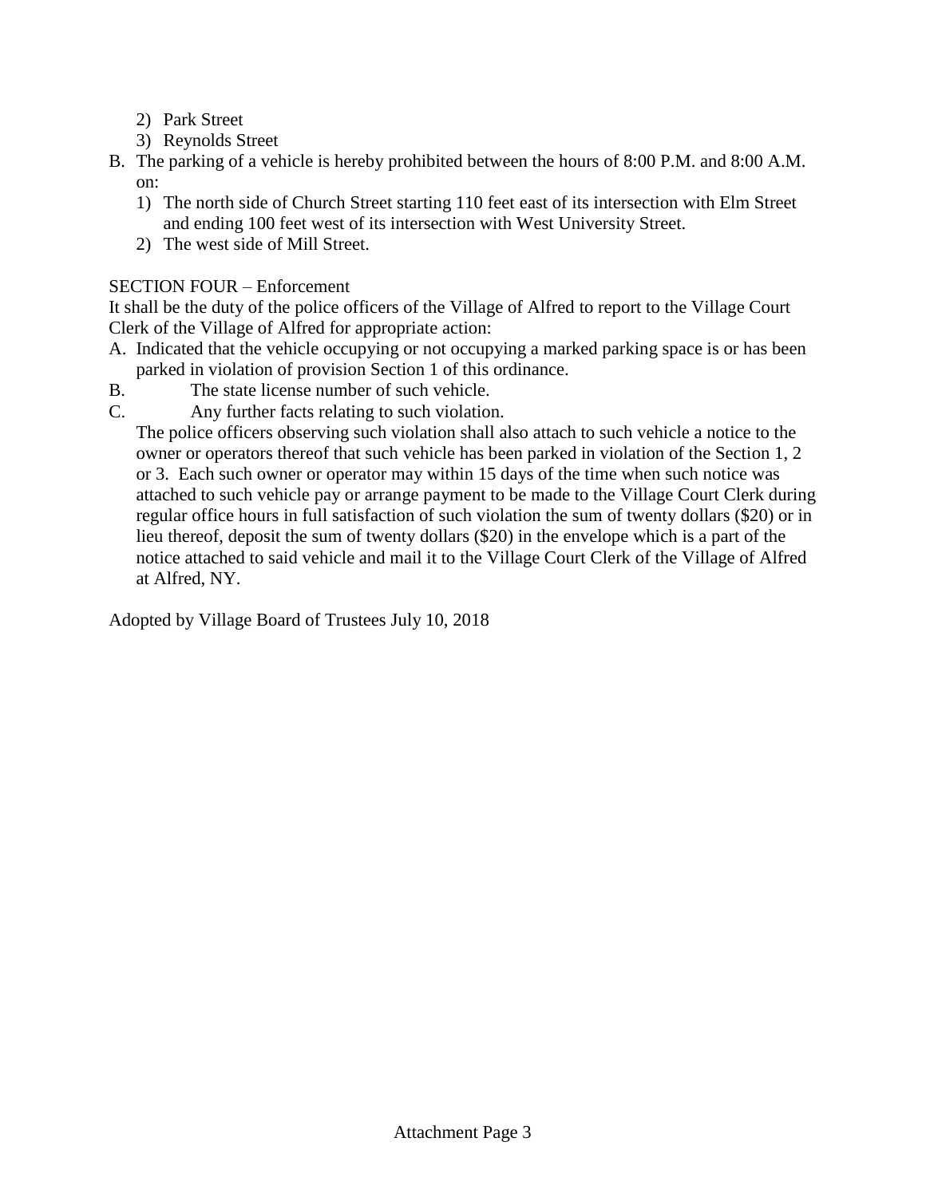2) Park Street
3) Reynolds Street

B. The parking of a vehicle is hereby prohibited between the hours of 8:00 P.M. and 8:00 A.M. on:
   1) The north side of Church Street starting 110 feet east of its intersection with Elm Street and ending 100 feet west of its intersection with West University Street.
   2) The west side of Mill Street.

SECTION FOUR – Enforcement

It shall be the duty of the police officers of the Village of Alfred to report to the Village Court Clerk of the Village of Alfred for appropriate action:

A. Indicated that the vehicle occupying or not occupying a marked parking space is or has been parked in violation of provision Section 1 of this ordinance.
B. The state license number of such vehicle.
C. Any further facts relating to such violation.

The police officers observing such violation shall also attach to such vehicle a notice to the owner or operators thereof that such vehicle has been parked in violation of the Section 1, 2 or 3. Each such owner or operator may within 15 days of the time when such notice was attached to such vehicle pay or arrange payment to be made to the Village Court Clerk during regular office hours in full satisfaction of such violation the sum of twenty dollars ($20) or in lieu thereof, deposit the sum of twenty dollars ($20) in the envelope which is a part of the notice attached to said vehicle and mail it to the Village Court Clerk of the Village of Alfred at Alfred, NY.

Adopted by Village Board of Trustees July 10, 2018

Attachment Page 3